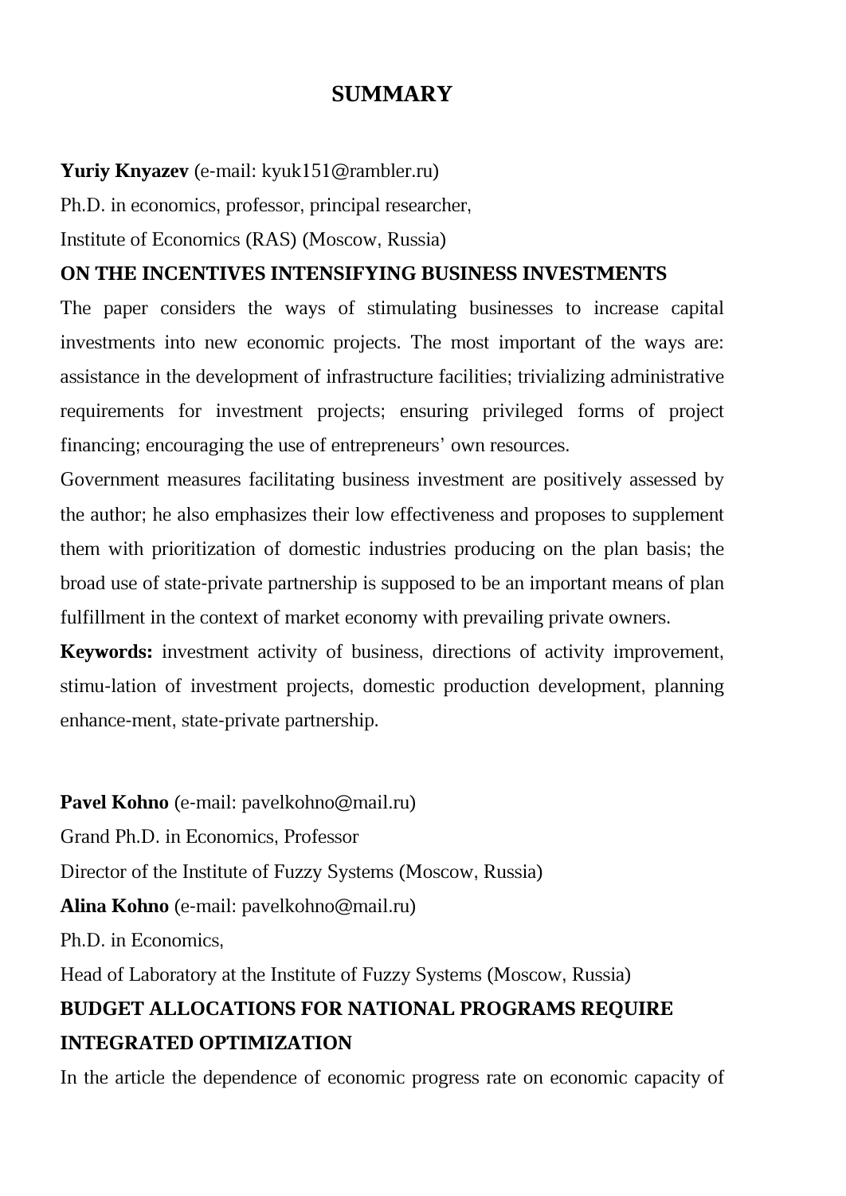# SUMMARY

**Yuriy Knyazev** (e-mail: kyuk151@rambler.ru)

Ph.D. in economics, professor, principal researcher,

Institute of Economics (RAS) (Moscow, Russia)

**ON THE INCENTIVES INTENSIFYING BUSINESS INVESTMENTS**

The paper considers the ways of stimulating businesses to increase capital investments into new economic projects. The most important of the ways are: assistance in the development of infrastructure facilities; trivializing administrative requirements for investment projects; ensuring privileged forms of project financing; encouraging the use of entrepreneurs' own resources.

Government measures facilitating business investment are positively assessed by the author; he also emphasizes their low effectiveness and proposes to supplement them with prioritization of domestic industries producing on the plan basis; the broad use of state-private partnership is supposed to be an important means of plan fulfillment in the context of market economy with prevailing private owners.

**Keywords:** investment activity of business, directions of activity improvement, stimu-lation of investment projects, domestic production development, planning enhance-ment, state-private partnership.

**Pavel Kohno** (e-mail: pavelkohno@mail.ru)

Grand Ph.D. in Economics, Professor

Director of the Institute of Fuzzy Systems (Moscow, Russia)

**Alina Kohno** (e-mail: pavelkohno@mail.ru)

Ph.D. in Economics,

Head of Laboratory at the Institute of Fuzzy Systems (Moscow, Russia)

**BUDGET ALLOCATIONS FOR NATIONAL PROGRAMS REQUIRE INTEGRATED OPTIMIZATION**

In the article the dependence of economic progress rate on economic capacity of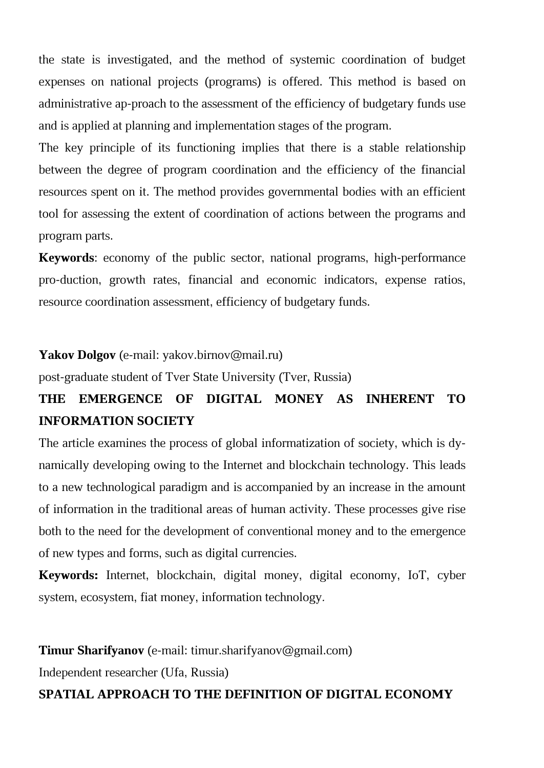the state is investigated, and the method of systemic coordination of budget expenses on national projects (programs) is offered. This method is based on administrative ap-proach to the assessment of the efficiency of budgetary funds use and is applied at planning and implementation stages of the program.

The key principle of its functioning implies that there is a stable relationship between the degree of program coordination and the efficiency of the financial resources spent on it. The method provides governmental bodies with an efficient tool for assessing the extent of coordination of actions between the programs and program parts.

**Keywords**: economy of the public sector, national programs, high-performance pro-duction, growth rates, financial and economic indicators, expense ratios, resource coordination assessment, efficiency of budgetary funds.

**Yakov Dolgov** (e-mail: yakov.birnov@mail.ru)

post-graduate student of Tver State University (Tver, Russia)

**THE EMERGENCE OF DIGITAL MONEY AS INHERENT TO INFORMATION SOCIETY**

The article examines the process of global informatization of society, which is dy-namically developing owing to the Internet and blockchain technology. This leads to a new technological paradigm and is accompanied by an increase in the amount of information in the traditional areas of human activity. These processes give rise both to the need for the development of conventional money and to the emergence of new types and forms, such as digital currencies.

**Keywords:** Internet, blockchain, digital money, digital economy, IoT, cyber system, ecosystem, fiat money, information technology.

**Timur Sharifyanov** (e-mail: timur.sharifyanov@gmail.com)

Independent researcher (Ufa, Russia)

**SPATIAL APPROACH TO THE DEFINITION OF DIGITAL ECONOMY**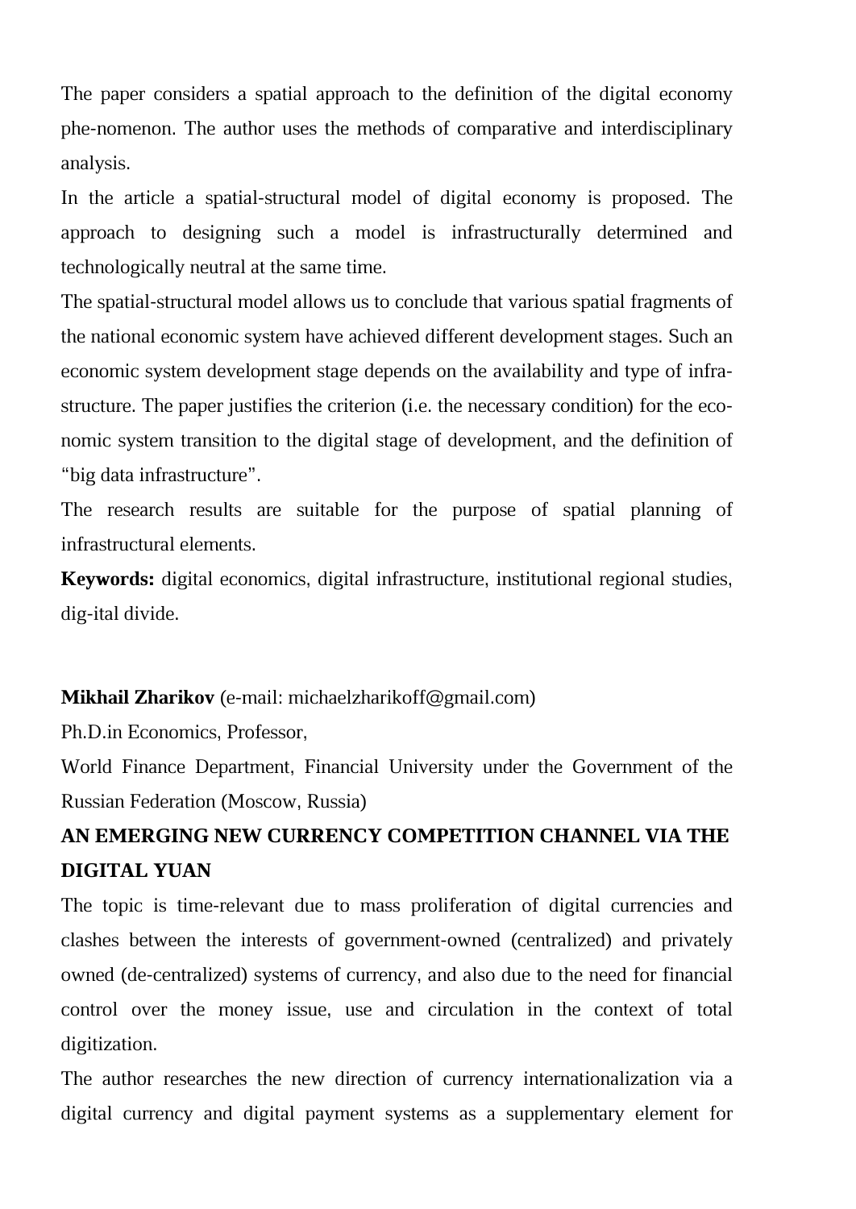The paper considers a spatial approach to the definition of the digital economy phe-nomenon. The author uses the methods of comparative and interdisciplinary analysis.

In the article a spatial-structural model of digital economy is proposed. The approach to designing such a model is infrastructurally determined and technologically neutral at the same time.

The spatial-structural model allows us to conclude that various spatial fragments of the national economic system have achieved different development stages. Such an economic system development stage depends on the availability and type of infra-structure. The paper justifies the criterion (i.e. the necessary condition) for the eco-nomic system transition to the digital stage of development, and the definition of "big data infrastructure".

The research results are suitable for the purpose of spatial planning of infrastructural elements.

**Keywords:** digital economics, digital infrastructure, institutional regional studies, dig-ital divide.

**Mikhail Zharikov** (e-mail: michaelzharikoff@gmail.com)

Ph.D.in Economics, Professor,

World Finance Department, Financial University under the Government of the Russian Federation (Moscow, Russia)

**AN EMERGING NEW CURRENCY COMPETITION CHANNEL VIA THE DIGITAL YUAN**

The topic is time-relevant due to mass proliferation of digital currencies and clashes between the interests of government-owned (centralized) and privately owned (de-centralized) systems of currency, and also due to the need for financial control over the money issue, use and circulation in the context of total digitization.

The author researches the new direction of currency internationalization via a digital currency and digital payment systems as a supplementary element for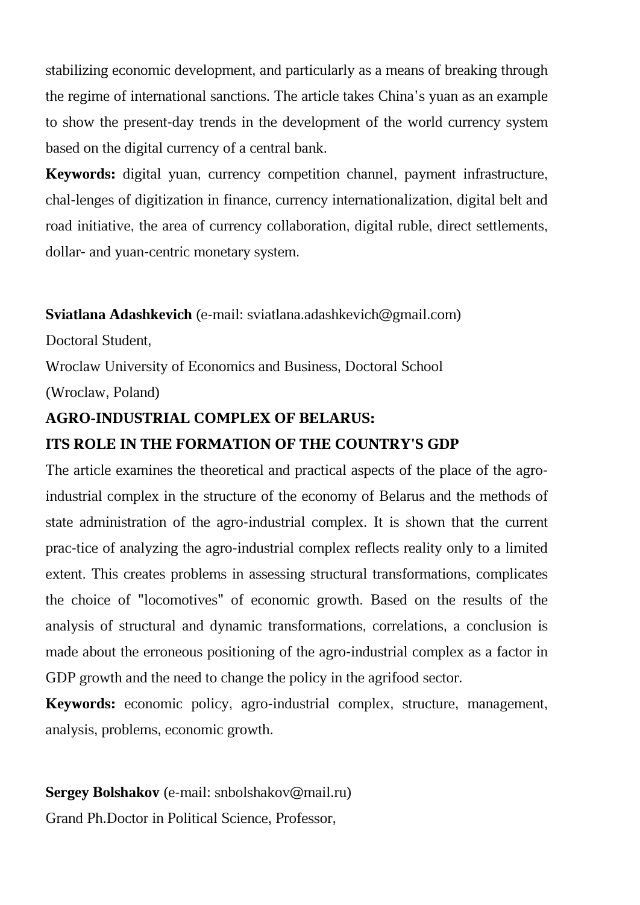stabilizing economic development, and particularly as a means of breaking through the regime of international sanctions. The article takes China's yuan as an example to show the present-day trends in the development of the world currency system based on the digital currency of a central bank.

**Keywords:** digital yuan, currency competition channel, payment infrastructure, chal-lenges of digitization in finance, currency internationalization, digital belt and road initiative, the area of currency collaboration, digital ruble, direct settlements, dollar- and yuan-centric monetary system.

**Sviatlana Adashkevich** (e-mail: sviatlana.adashkevich@gmail.com)
Doctoral Student,
Wroclaw University of Economics and Business, Doctoral School
(Wroclaw, Poland)

**AGRO-INDUSTRIAL COMPLEX OF BELARUS:**
**ITS ROLE IN THE FORMATION OF THE COUNTRY'S GDP**

The article examines the theoretical and practical aspects of the place of the agro-industrial complex in the structure of the economy of Belarus and the methods of state administration of the agro-industrial complex. It is shown that the current prac-tice of analyzing the agro-industrial complex reflects reality only to a limited extent. This creates problems in assessing structural transformations, complicates the choice of "locomotives" of economic growth. Based on the results of the analysis of structural and dynamic transformations, correlations, a conclusion is made about the erroneous positioning of the agro-industrial complex as a factor in GDP growth and the need to change the policy in the agrifood sector.

**Keywords:** economic policy, agro-industrial complex, structure, management, analysis, problems, economic growth.

**Sergey Bolshakov** (e-mail: snbolshakov@mail.ru)
Grand Ph.Doctor in Political Science, Professor,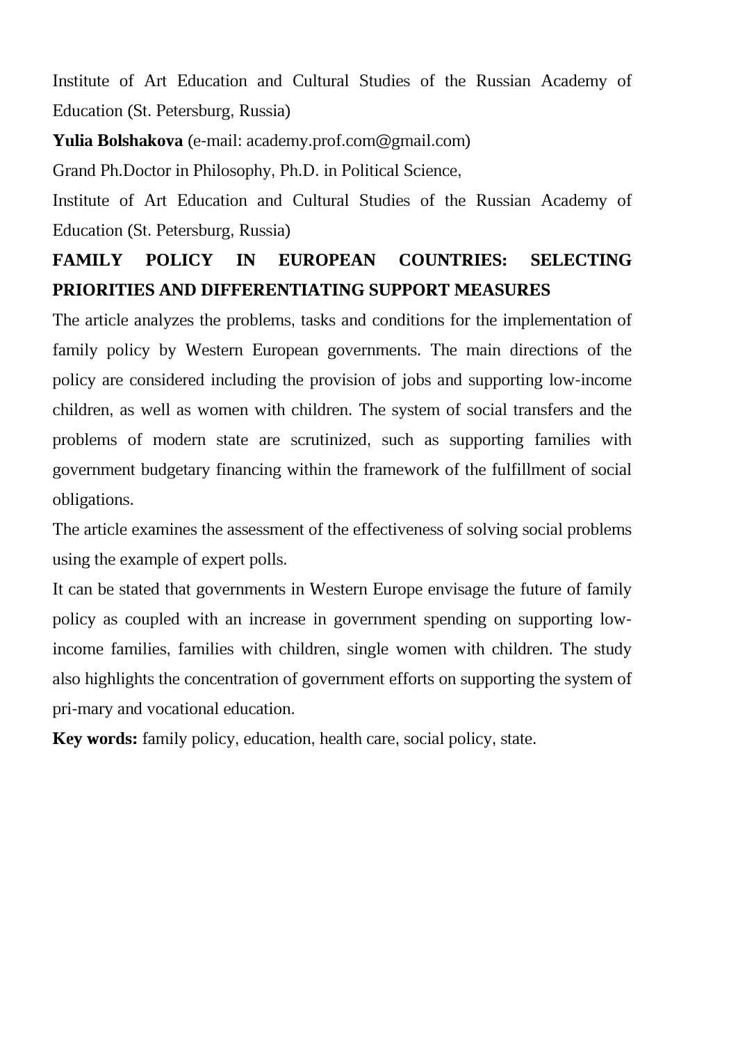Institute of Art Education and Cultural Studies of the Russian Academy of Education (St. Petersburg, Russia)

**Yulia Bolshakova** (e-mail: academy.prof.com@gmail.com)

Grand Ph.Doctor in Philosophy, Ph.D. in Political Science,

Institute of Art Education and Cultural Studies of the Russian Academy of Education (St. Petersburg, Russia)

**FAMILY POLICY IN EUROPEAN COUNTRIES: SELECTING PRIORITIES AND DIFFERENTIATING SUPPORT MEASURES**

The article analyzes the problems, tasks and conditions for the implementation of family policy by Western European governments. The main directions of the policy are considered including the provision of jobs and supporting low-income children, as well as women with children. The system of social transfers and the problems of modern state are scrutinized, such as supporting families with government budgetary financing within the framework of the fulfillment of social obligations.

The article examines the assessment of the effectiveness of solving social problems using the example of expert polls.

It can be stated that governments in Western Europe envisage the future of family policy as coupled with an increase in government spending on supporting low-income families, families with children, single women with children. The study also highlights the concentration of government efforts on supporting the system of pri-mary and vocational education.

**Key words:** family policy, education, health care, social policy, state.